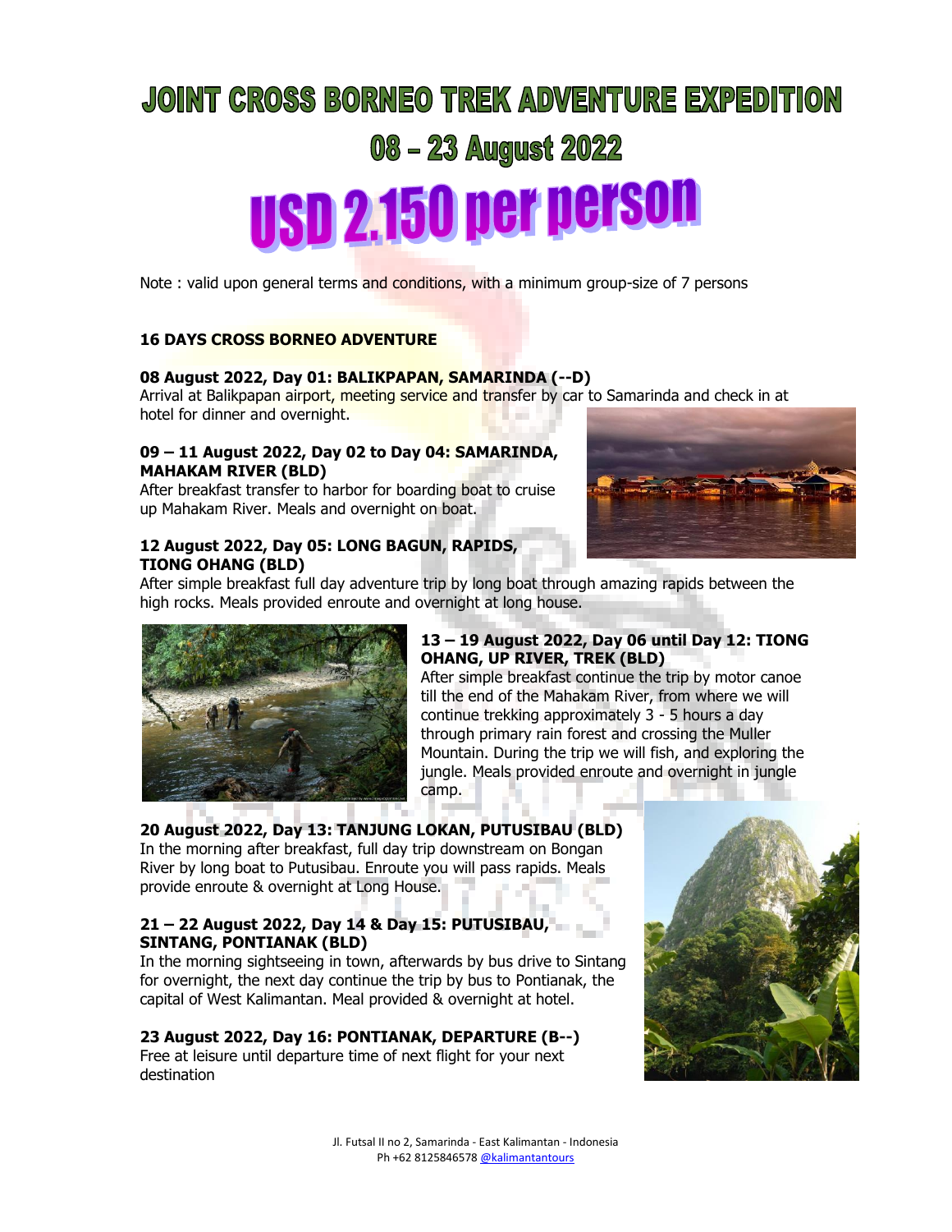# JOINT CROSS BORNEO TREK ADVENTURE EXPEDITION

## 08 – 23 August 2022

# USD 2.150 per person

Note : valid upon general terms and conditions, with a minimum group-size of 7 persons

**16 DAYS CROSS BORNEO ADVENTURE**

**08 August 2022, Day 01: BALIKPAPAN, SAMARINDA (--D)**
Arrival at Balikpapan airport, meeting service and transfer by car to Samarinda and check in at hotel for dinner and overnight.

**09 – 11 August 2022, Day 02 to Day 04: SAMARINDA, MAHAKAM RIVER (BLD)**
After breakfast transfer to harbor for boarding boat to cruise up Mahakam River. Meals and overnight on boat.

**12 August 2022, Day 05: LONG BAGUN, RAPIDS, TIONG OHANG (BLD)**
After simple breakfast full day adventure trip by long boat through amazing rapids between the high rocks. Meals provided enroute and overnight at long house.

**13 – 19 August 2022, Day 06 until Day 12: TIONG OHANG, UP RIVER, TREK (BLD)**
After simple breakfast continue the trip by motor canoe till the end of the Mahakam River, from where we will continue trekking approximately 3 - 5 hours a day through primary rain forest and crossing the Muller Mountain. During the trip we will fish, and exploring the jungle. Meals provided enroute and overnight in jungle camp.

**20 August 2022, Day 13: TANJUNG LOKAN, PUTUSIBAU (BLD)**
In the morning after breakfast, full day trip downstream on Bongan River by long boat to Putusibau. Enroute you will pass rapids. Meals provide enroute & overnight at Long House.

**21 – 22 August 2022, Day 14 & Day 15: PUTUSIBAU, SINTANG, PONTIANAK (BLD)**
In the morning sightseeing in town, afterwards by bus drive to Sintang for overnight, the next day continue the trip by bus to Pontianak, the capital of West Kalimantan. Meal provided & overnight at hotel.

**23 August 2022, Day 16: PONTIANAK, DEPARTURE (B--)**
Free at leisure until departure time of next flight for your next destination

Jl. Futsal II no 2, Samarinda - East Kalimantan - Indonesia
Ph +62 8125846578 @kalimantantours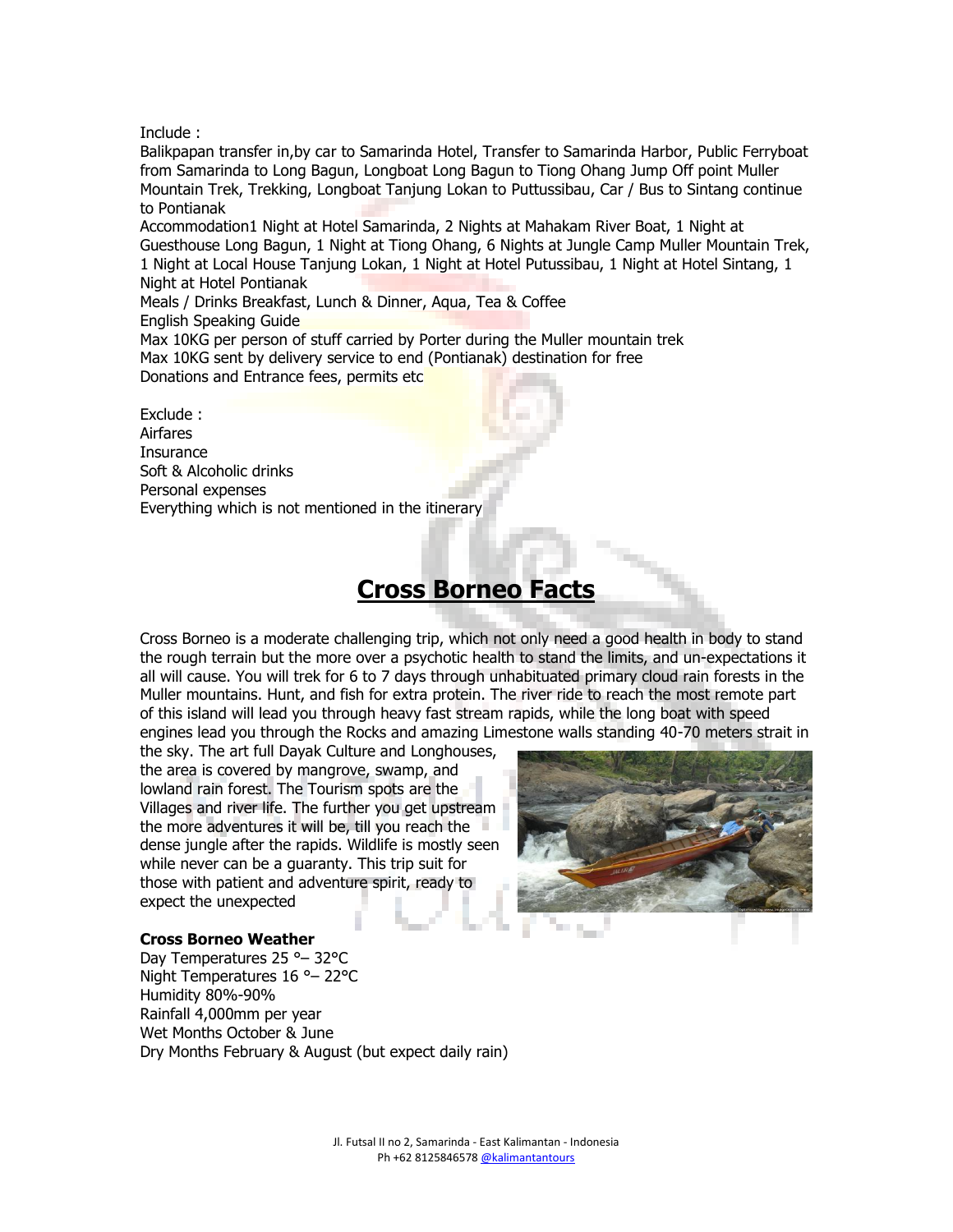Include :

Balikpapan transfer in,by car to Samarinda Hotel, Transfer to Samarinda Harbor, Public Ferryboat from Samarinda to Long Bagun, Longboat Long Bagun to Tiong Ohang Jump Off point Muller Mountain Trek, Trekking, Longboat Tanjung Lokan to Puttussibau, Car / Bus to Sintang continue to Pontianak

Accommodation1 Night at Hotel Samarinda, 2 Nights at Mahakam River Boat, 1 Night at Guesthouse Long Bagun, 1 Night at Tiong Ohang, 6 Nights at Jungle Camp Muller Mountain Trek, 1 Night at Local House Tanjung Lokan, 1 Night at Hotel Putussibau, 1 Night at Hotel Sintang, 1 Night at Hotel Pontianak

Meals / Drinks Breakfast, Lunch & Dinner, Aqua, Tea & Coffee

English Speaking Guide

Max 10KG per person of stuff carried by Porter during the Muller mountain trek

Max 10KG sent by delivery service to end (Pontianak) destination for free

Donations and Entrance fees, permits etc

Exclude :

Airfares

Insurance

Soft & Alcoholic drinks

Personal expenses

Everything which is not mentioned in the itinerary

# Cross Borneo Facts

Cross Borneo is a moderate challenging trip, which not only need a good health in body to stand the rough terrain but the more over a psychotic health to stand the limits, and un-expectations it all will cause. You will trek for 6 to 7 days through unhabituated primary cloud rain forests in the Muller mountains. Hunt, and fish for extra protein. The river ride to reach the most remote part of this island will lead you through heavy fast stream rapids, while the long boat with speed engines lead you through the Rocks and amazing Limestone walls standing 40-70 meters strait in the sky. The art full Dayak Culture and Longhouses, the area is covered by mangrove, swamp, and lowland rain forest. The Tourism spots are the Villages and river life. The further you get upstream the more adventures it will be, till you reach the dense jungle after the rapids. Wildlife is mostly seen while never can be a guaranty. This trip suit for those with patient and adventure spirit, ready to expect the unexpected

**Cross Borneo Weather**

Day Temperatures 25 °– 32°C

Night Temperatures 16 °– 22°C

Humidity 80%-90%

Rainfall 4,000mm per year

Wet Months October & June

Dry Months February & August (but expect daily rain)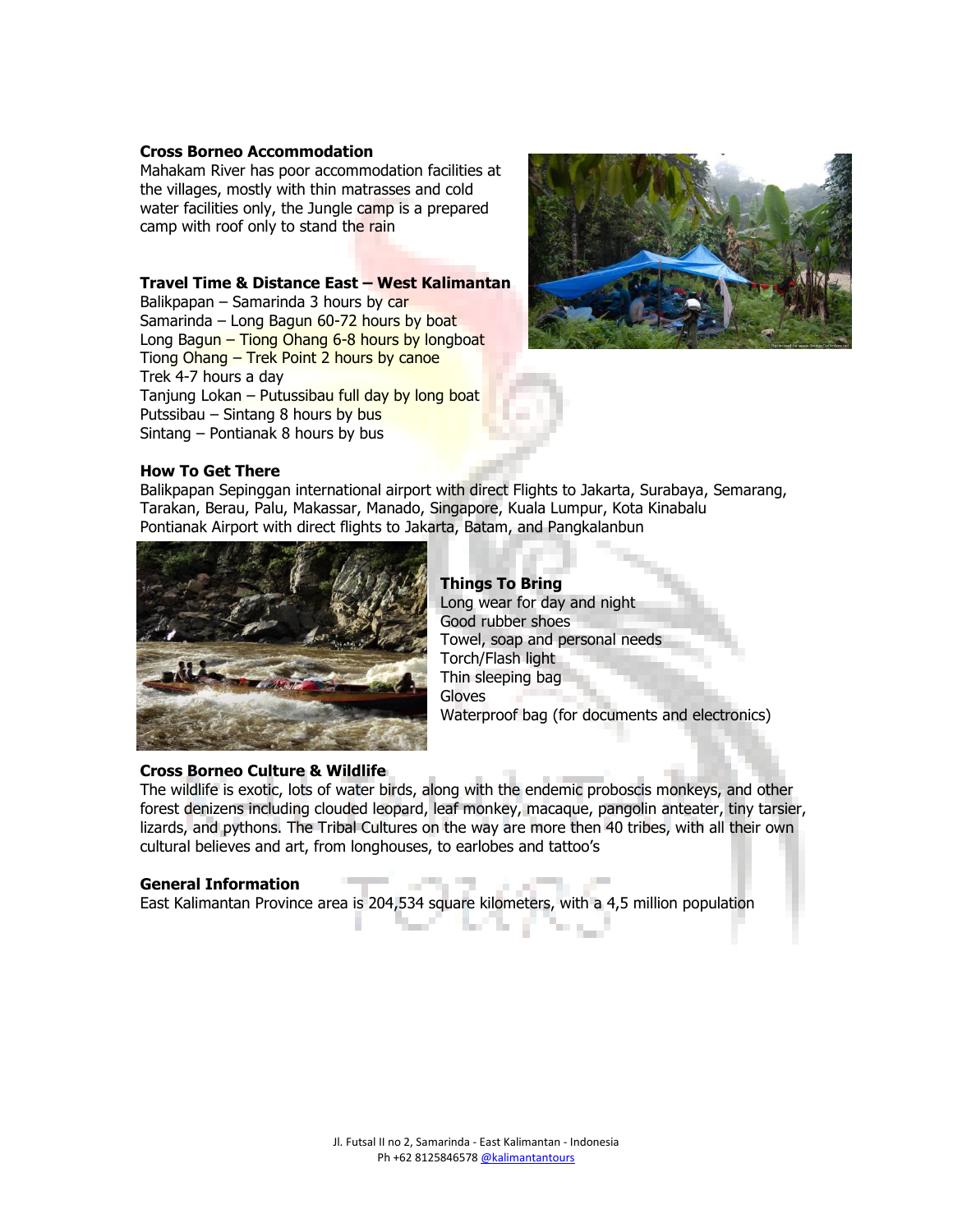**Cross Borneo Accommodation**

Mahakam River has poor accommodation facilities at the villages, mostly with thin matrasses and cold water facilities only, the Jungle camp is a prepared camp with roof only to stand the rain

**Travel Time & Distance East – West Kalimantan**

Balikpapan – Samarinda 3 hours by car
Samarinda – Long Bagun 60-72 hours by boat
Long Bagun – Tiong Ohang 6-8 hours by longboat
Tiong Ohang – Trek Point 2 hours by canoe
Trek 4-7 hours a day
Tanjung Lokan – Putussibau full day by long boat
Putssibau – Sintang 8 hours by bus
Sintang – Pontianak 8 hours by bus

**How To Get There**

Balikpapan Sepinggan international airport with direct Flights to Jakarta, Surabaya, Semarang, Tarakan, Berau, Palu, Makassar, Manado, Singapore, Kuala Lumpur, Kota Kinabalu
Pontianak Airport with direct flights to Jakarta, Batam, and Pangkalanbun

**Things To Bring**

Long wear for day and night
Good rubber shoes
Towel, soap and personal needs
Torch/Flash light
Thin sleeping bag
Gloves
Waterproof bag (for documents and electronics)

**Cross Borneo Culture & Wildlife**

The wildlife is exotic, lots of water birds, along with the endemic proboscis monkeys, and other forest denizens including clouded leopard, leaf monkey, macaque, pangolin anteater, tiny tarsier, lizards, and pythons. The Tribal Cultures on the way are more then 40 tribes, with all their own cultural believes and art, from longhouses, to earlobes and tattoo's

**General Information**

East Kalimantan Province area is 204,534 square kilometers, with a 4,5 million population

Jl. Futsal II no 2, Samarinda - East Kalimantan - Indonesia
Ph +62 8125846578 @kalimantantours